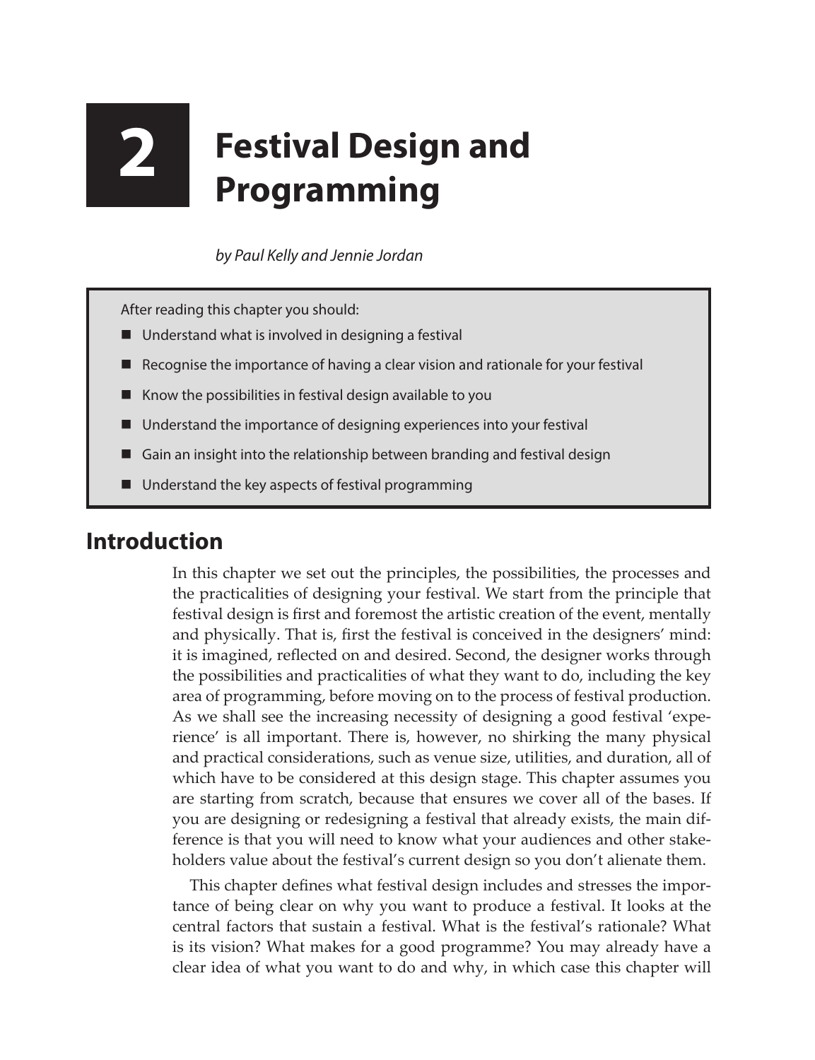# 2 Festival Design and Programming

*by Paul Kelly and Jennie Jordan*

After reading this chapter you should:

- Understand what is involved in designing a festival
- Recognise the importance of having a clear vision and rationale for your festival
- Know the possibilities in festival design available to you
- Understand the importance of designing experiences into your festival
- Gain an insight into the relationship between branding and festival design
- Understand the key aspects of festival programming

## Introduction

In this chapter we set out the principles, the possibilities, the processes and the practicalities of designing your festival. We start from the principle that festival design is first and foremost the artistic creation of the event, mentally and physically. That is, first the festival is conceived in the designers' mind: it is imagined, reflected on and desired. Second, the designer works through the possibilities and practicalities of what they want to do, including the key area of programming, before moving on to the process of festival production. As we shall see the increasing necessity of designing a good festival 'experience' is all important. There is, however, no shirking the many physical and practical considerations, such as venue size, utilities, and duration, all of which have to be considered at this design stage. This chapter assumes you are starting from scratch, because that ensures we cover all of the bases. If you are designing or redesigning a festival that already exists, the main difference is that you will need to know what your audiences and other stakeholders value about the festival's current design so you don't alienate them.

This chapter defines what festival design includes and stresses the importance of being clear on why you want to produce a festival. It looks at the central factors that sustain a festival. What is the festival's rationale? What is its vision? What makes for a good programme? You may already have a clear idea of what you want to do and why, in which case this chapter will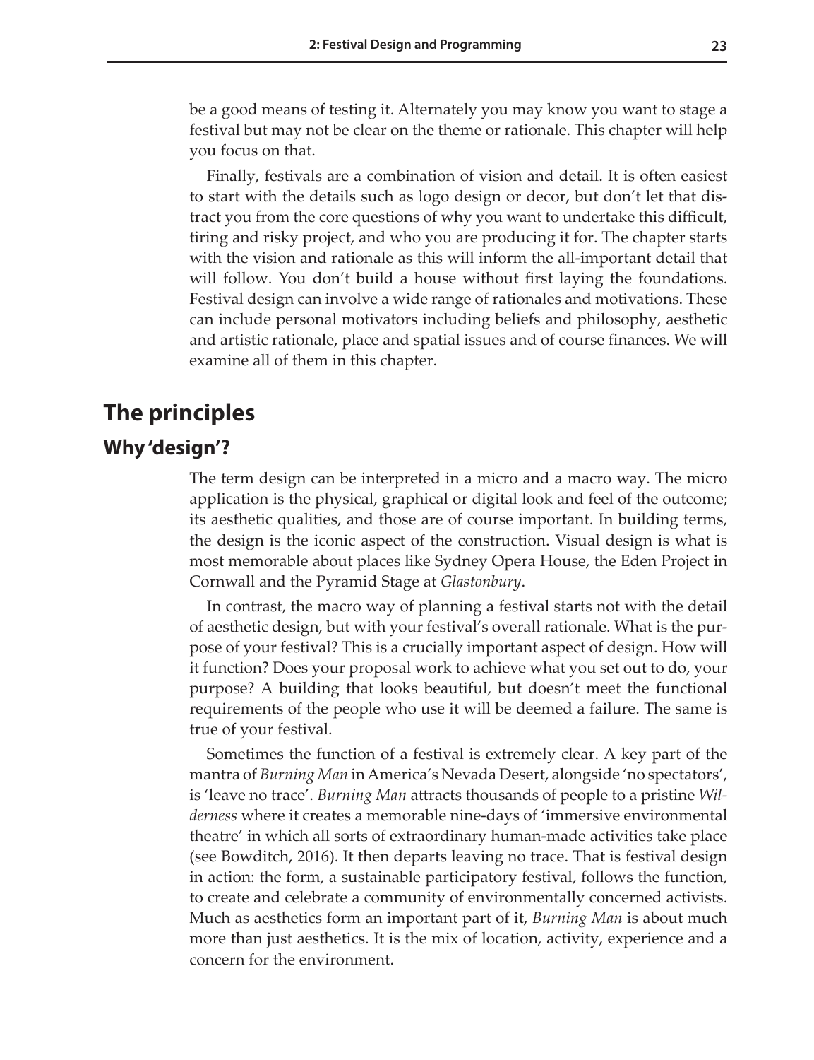be a good means of testing it. Alternately you may know you want to stage a festival but may not be clear on the theme or rationale. This chapter will help you focus on that.

Finally, festivals are a combination of vision and detail. It is often easiest to start with the details such as logo design or decor, but don't let that distract you from the core questions of why you want to undertake this difficult, tiring and risky project, and who you are producing it for. The chapter starts with the vision and rationale as this will inform the all-important detail that will follow. You don't build a house without first laying the foundations. Festival design can involve a wide range of rationales and motivations. These can include personal motivators including beliefs and philosophy, aesthetic and artistic rationale, place and spatial issues and of course finances. We will examine all of them in this chapter.

## The principles

### Why 'design'?

The term design can be interpreted in a micro and a macro way. The micro application is the physical, graphical or digital look and feel of the outcome; its aesthetic qualities, and those are of course important. In building terms, the design is the iconic aspect of the construction. Visual design is what is most memorable about places like Sydney Opera House, the Eden Project in Cornwall and the Pyramid Stage at *Glastonbury*.

In contrast, the macro way of planning a festival starts not with the detail of aesthetic design, but with your festival's overall rationale. What is the purpose of your festival? This is a crucially important aspect of design. How will it function? Does your proposal work to achieve what you set out to do, your purpose? A building that looks beautiful, but doesn't meet the functional requirements of the people who use it will be deemed a failure. The same is true of your festival.

Sometimes the function of a festival is extremely clear. A key part of the mantra of *Burning Man* in America's Nevada Desert, alongside 'no spectators', is 'leave no trace'. *Burning Man* attracts thousands of people to a pristine *Wilderness* where it creates a memorable nine-days of 'immersive environmental theatre' in which all sorts of extraordinary human-made activities take place (see Bowditch, 2016). It then departs leaving no trace. That is festival design in action: the form, a sustainable participatory festival, follows the function, to create and celebrate a community of environmentally concerned activists. Much as aesthetics form an important part of it, *Burning Man* is about much more than just aesthetics. It is the mix of location, activity, experience and a concern for the environment.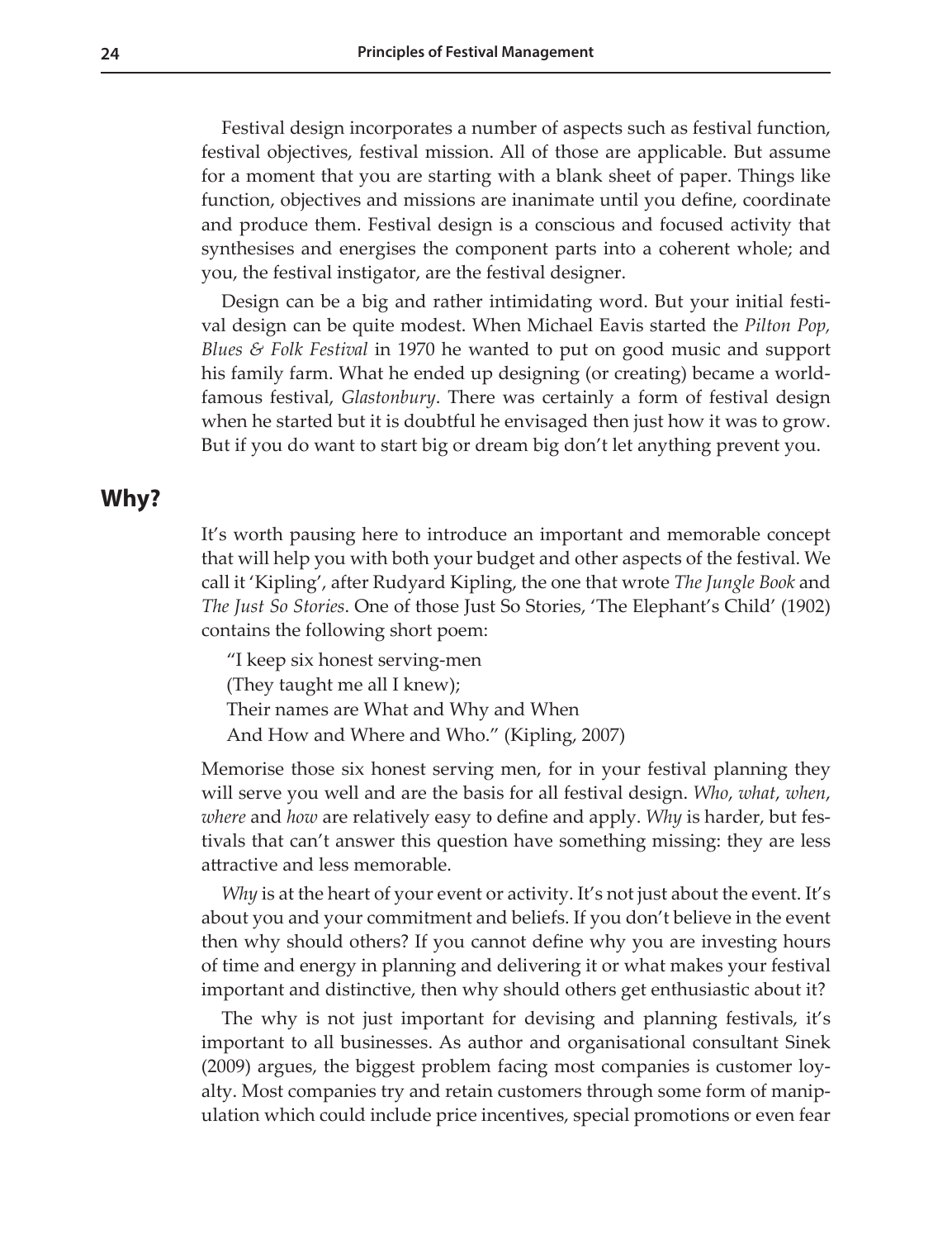Festival design incorporates a number of aspects such as festival function, festival objectives, festival mission. All of those are applicable. But assume for a moment that you are starting with a blank sheet of paper. Things like function, objectives and missions are inanimate until you define, coordinate and produce them. Festival design is a conscious and focused activity that synthesises and energises the component parts into a coherent whole; and you, the festival instigator, are the festival designer.

Design can be a big and rather intimidating word. But your initial festival design can be quite modest. When Michael Eavis started the *Pilton Pop, Blues & Folk Festival* in 1970 he wanted to put on good music and support his family farm. What he ended up designing (or creating) became a world-famous festival, *Glastonbury*. There was certainly a form of festival design when he started but it is doubtful he envisaged then just how it was to grow. But if you do want to start big or dream big don't let anything prevent you.

## Why?

It's worth pausing here to introduce an important and memorable concept that will help you with both your budget and other aspects of the festival. We call it 'Kipling', after Rudyard Kipling, the one that wrote *The Jungle Book* and *The Just So Stories*. One of those Just So Stories, 'The Elephant's Child' (1902) contains the following short poem:

"I keep six honest serving-men
(They taught me all I knew);
Their names are What and Why and When
And How and Where and Who." (Kipling, 2007)

Memorise those six honest serving men, for in your festival planning they will serve you well and are the basis for all festival design. *Who*, *what*, *when*, *where* and *how* are relatively easy to define and apply. *Why* is harder, but festivals that can't answer this question have something missing: they are less attractive and less memorable.

*Why* is at the heart of your event or activity. It's not just about the event. It's about you and your commitment and beliefs. If you don't believe in the event then why should others? If you cannot define why you are investing hours of time and energy in planning and delivering it or what makes your festival important and distinctive, then why should others get enthusiastic about it?

The why is not just important for devising and planning festivals, it's important to all businesses. As author and organisational consultant Sinek (2009) argues, the biggest problem facing most companies is customer loyalty. Most companies try and retain customers through some form of manipulation which could include price incentives, special promotions or even fear